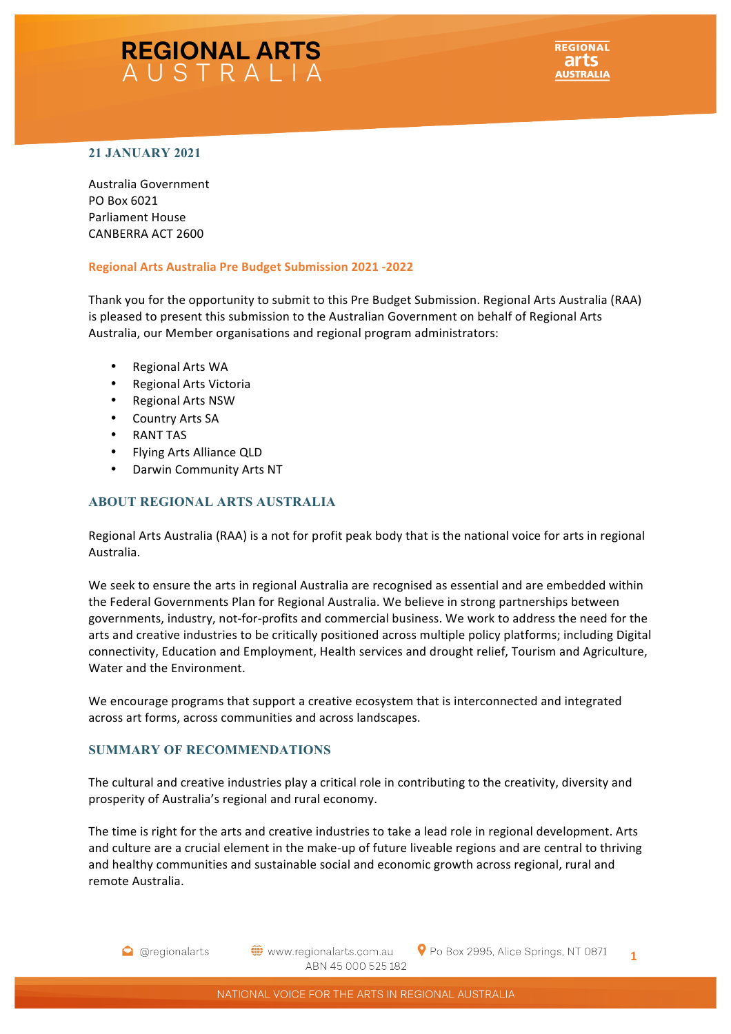**21 JANUARY 2021**

Australia Government
PO Box 6021
Parliament House
CANBERRA ACT 2600

**Regional Arts Australia Pre Budget Submission 2021 -2022**

Thank you for the opportunity to submit to this Pre Budget Submission. Regional Arts Australia (RAA) is pleased to present this submission to the Australian Government on behalf of Regional Arts Australia, our Member organisations and regional program administrators:

- Regional Arts WA
- Regional Arts Victoria
- Regional Arts NSW
- Country Arts SA
- RANT TAS
- Flying Arts Alliance QLD
- Darwin Community Arts NT

## ABOUT REGIONAL ARTS AUSTRALIA

Regional Arts Australia (RAA) is a not for profit peak body that is the national voice for arts in regional Australia.

We seek to ensure the arts in regional Australia are recognised as essential and are embedded within the Federal Governments Plan for Regional Australia. We believe in strong partnerships between governments, industry, not-for-profits and commercial business. We work to address the need for the arts and creative industries to be critically positioned across multiple policy platforms; including Digital connectivity, Education and Employment, Health services and drought relief, Tourism and Agriculture, Water and the Environment.

We encourage programs that support a creative ecosystem that is interconnected and integrated across art forms, across communities and across landscapes.

## SUMMARY OF RECOMMENDATIONS

The cultural and creative industries play a critical role in contributing to the creativity, diversity and prosperity of Australia's regional and rural economy.

The time is right for the arts and creative industries to take a lead role in regional development. Arts and culture are a crucial element in the make-up of future liveable regions and are central to thriving and healthy communities and sustainable social and economic growth across regional, rural and remote Australia.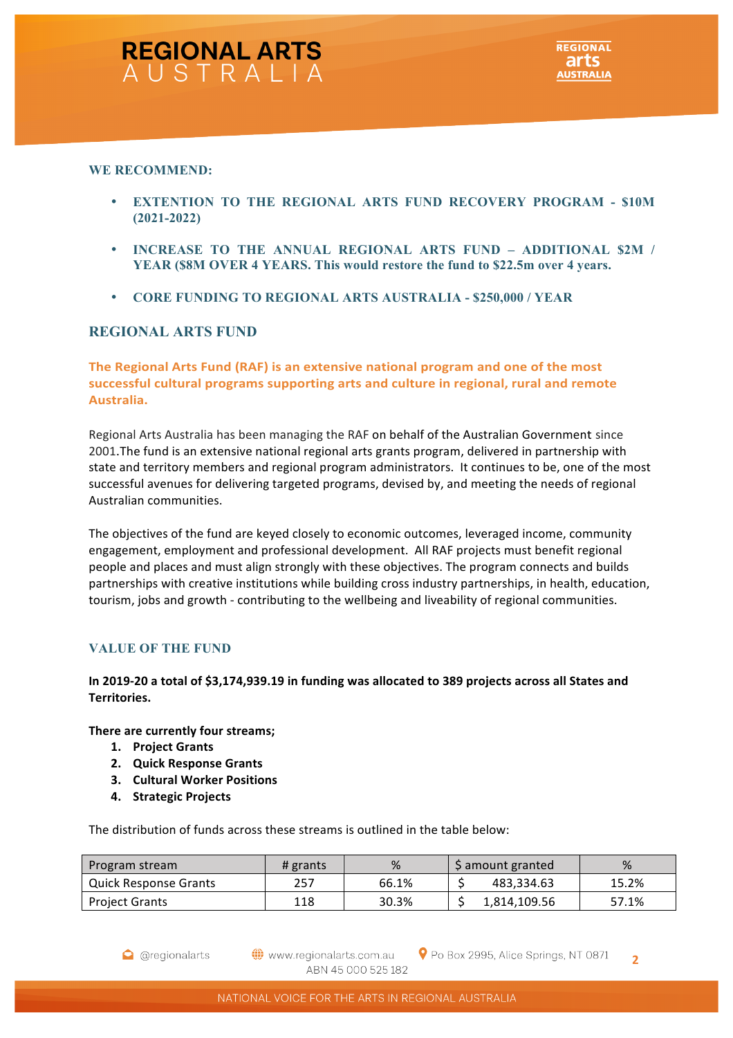## WE RECOMMEND:

- **EXTENTION TO THE REGIONAL ARTS FUND RECOVERY PROGRAM - $10M (2021-2022)**
- **INCREASE TO THE ANNUAL REGIONAL ARTS FUND – ADDITIONAL $2M / YEAR ($8M OVER 4 YEARS. This would restore the fund to $22.5m over 4 years.**
- **CORE FUNDING TO REGIONAL ARTS AUSTRALIA - $250,000 / YEAR**

## REGIONAL ARTS FUND

**The Regional Arts Fund (RAF) is an extensive national program and one of the most successful cultural programs supporting arts and culture in regional, rural and remote Australia.**

Regional Arts Australia has been managing the RAF on behalf of the Australian Government since 2001.The fund is an extensive national regional arts grants program, delivered in partnership with state and territory members and regional program administrators. It continues to be, one of the most successful avenues for delivering targeted programs, devised by, and meeting the needs of regional Australian communities.

The objectives of the fund are keyed closely to economic outcomes, leveraged income, community engagement, employment and professional development. All RAF projects must benefit regional people and places and must align strongly with these objectives. The program connects and builds partnerships with creative institutions while building cross industry partnerships, in health, education, tourism, jobs and growth - contributing to the wellbeing and liveability of regional communities.

### VALUE OF THE FUND

**In 2019-20 a total of $3,174,939.19 in funding was allocated to 389 projects across all States and Territories.**

**There are currently four streams;**

1. **Project Grants**
2. **Quick Response Grants**
3. **Cultural Worker Positions**
4. **Strategic Projects**

The distribution of funds across these streams is outlined in the table below:

| Program stream | # grants | % | $ amount granted | % |
|---|---|---|---|---|
| Quick Response Grants | 257 | 66.1% | $ 483,334.63 | 15.2% |
| Project Grants | 118 | 30.3% | $ 1,814,109.56 | 57.1% |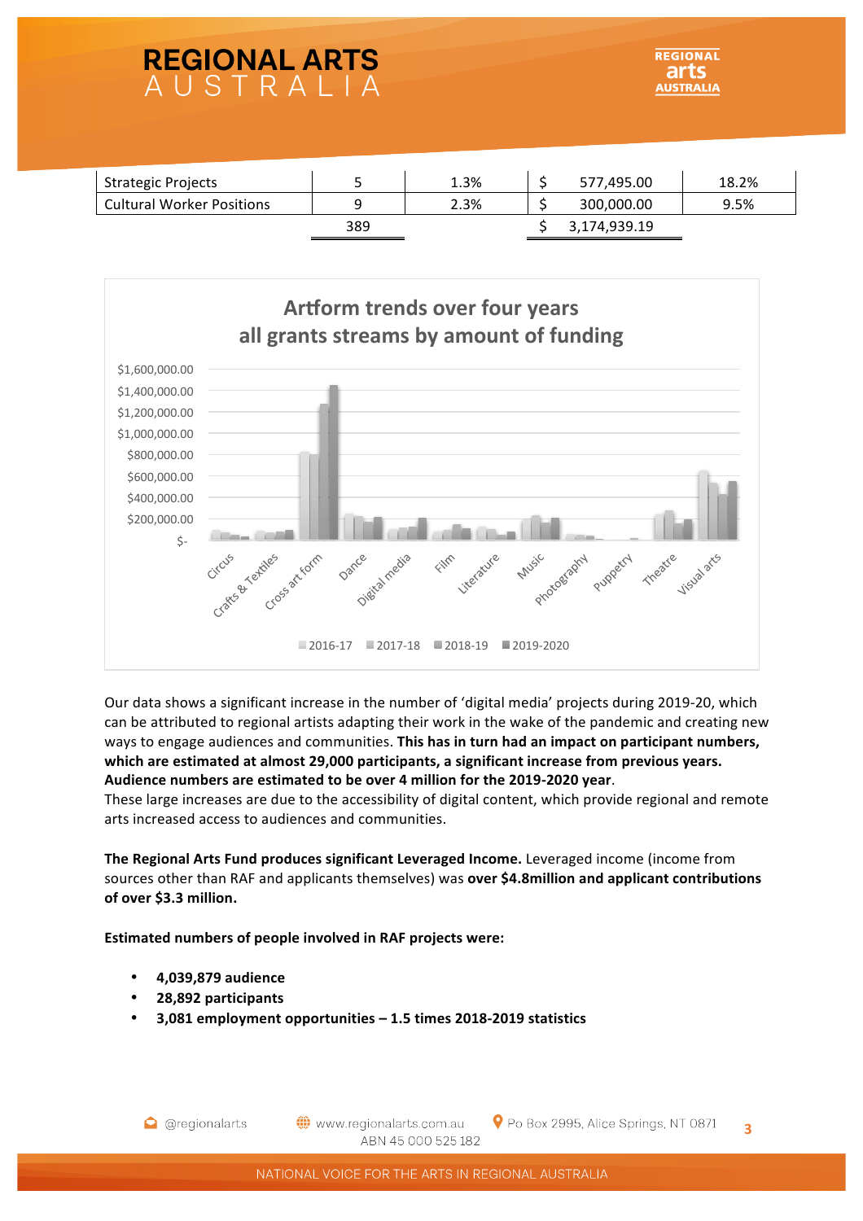| | | | | |
|---|---|---|---|---|
| Strategic Projects | 5 | 1.3% | $ 577,495.00 | 18.2% |
| Cultural Worker Positions | 9 | 2.3% | $ 300,000.00 | 9.5% |
| | 389 | | $ 3,174,939.19 | |

Artform trends over four years
all grants streams by amount of funding

$1,600,000.00
$1,400,000.00
$1,200,000.00
$1,000,000.00
$800,000.00
$600,000.00
$400,000.00
$200,000.00
$-

Circus
Crafts & Textiles
Cross art form
Dance
Digital media
Film
Literature
Music
Photography
Puppetry
Theatre
Visual arts

2016-17
2017-18
2018-19
2019-2020

Our data shows a significant increase in the number of 'digital media' projects during 2019-20, which can be attributed to regional artists adapting their work in the wake of the pandemic and creating new ways to engage audiences and communities. **This has in turn had an impact on participant numbers, which are estimated at almost 29,000 participants, a significant increase from previous years. Audience numbers are estimated to be over 4 million for the 2019-2020 year**.
These large increases are due to the accessibility of digital content, which provide regional and remote arts increased access to audiences and communities.

**The Regional Arts Fund produces significant Leveraged Income.** Leveraged income (income from sources other than RAF and applicants themselves) was **over $4.8million and applicant contributions of over $3.3 million.**

**Estimated numbers of people involved in RAF projects were:**

- **4,039,879 audience**
- **28,892 participants**
- **3,081 employment opportunities – 1.5 times 2018-2019 statistics**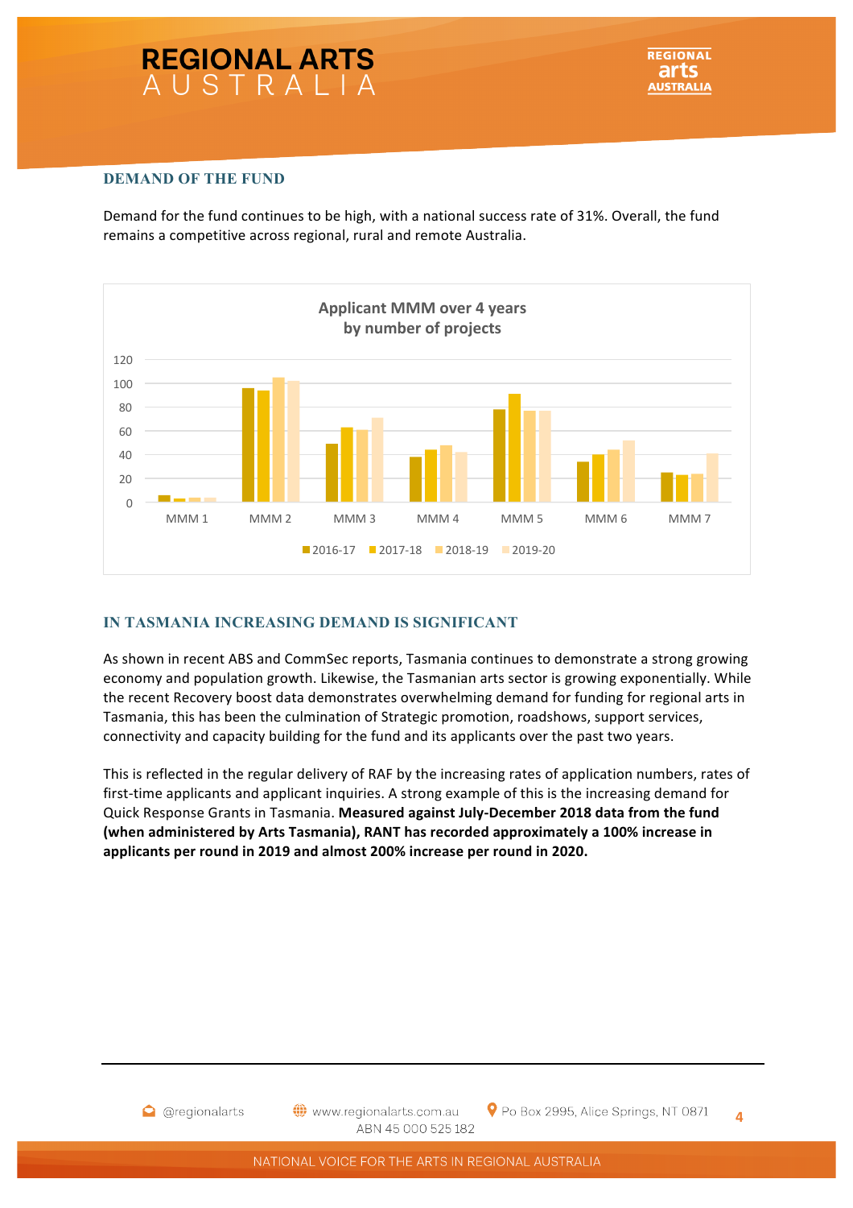## DEMAND OF THE FUND

Demand for the fund continues to be high, with a national success rate of 31%. Overall, the fund remains a competitive across regional, rural and remote Australia.

Applicant MMM over 4 years
by number of projects

120
100
80
60
40
20
0

MMM 1
MMM 2
MMM 3
MMM 4
MMM 5
MMM 6
MMM 7

2016-17
2017-18
2018-19
2019-20

## IN TASMANIA INCREASING DEMAND IS SIGNIFICANT

As shown in recent ABS and CommSec reports, Tasmania continues to demonstrate a strong growing economy and population growth. Likewise, the Tasmanian arts sector is growing exponentially. While the recent Recovery boost data demonstrates overwhelming demand for funding for regional arts in Tasmania, this has been the culmination of Strategic promotion, roadshows, support services, connectivity and capacity building for the fund and its applicants over the past two years.

This is reflected in the regular delivery of RAF by the increasing rates of application numbers, rates of first-time applicants and applicant inquiries. A strong example of this is the increasing demand for Quick Response Grants in Tasmania. **Measured against July-December 2018 data from the fund (when administered by Arts Tasmania), RANT has recorded approximately a 100% increase in applicants per round in 2019 and almost 200% increase per round in 2020.**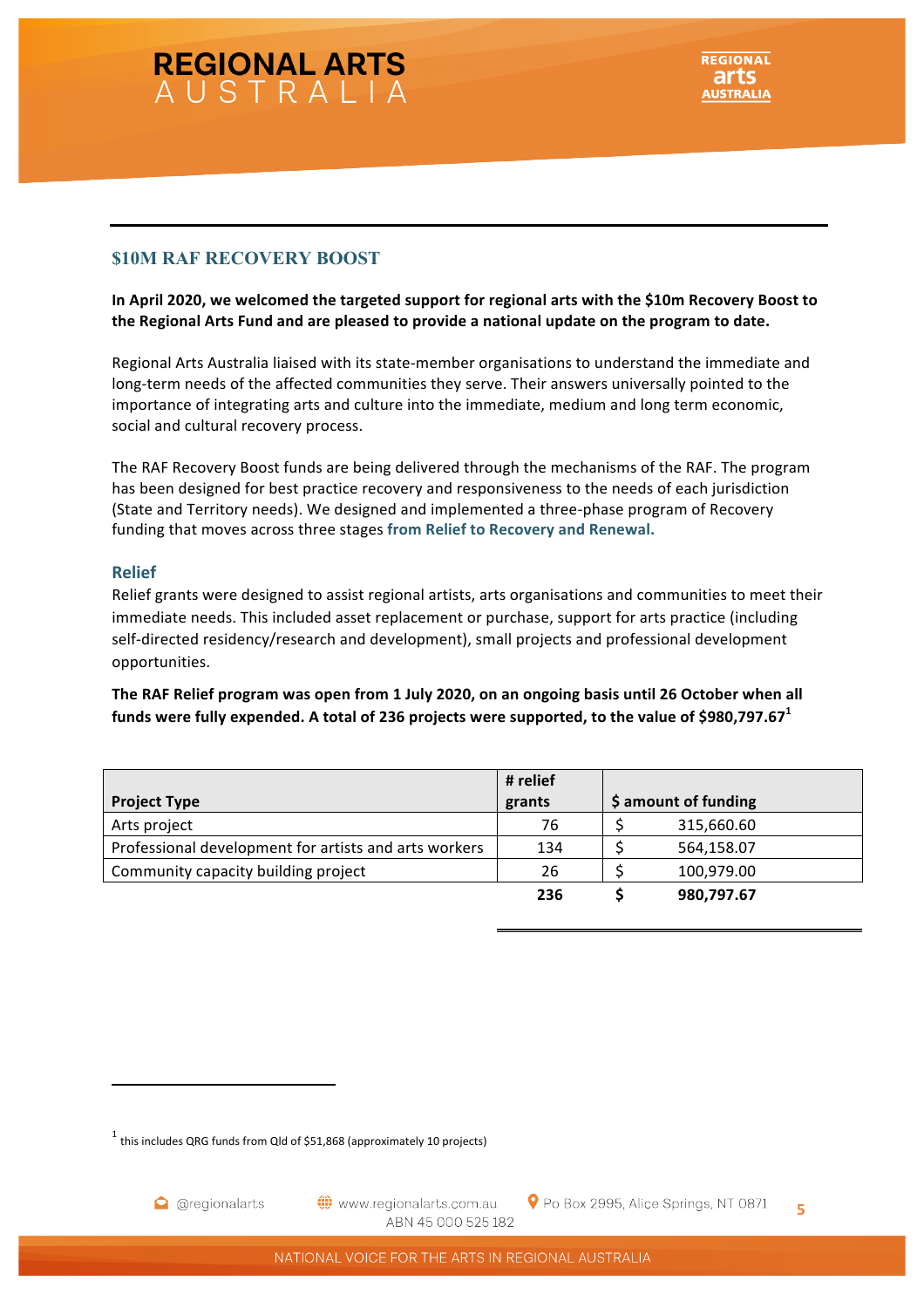## $10M RAF RECOVERY BOOST

**In April 2020, we welcomed the targeted support for regional arts with the $10m Recovery Boost to the Regional Arts Fund and are pleased to provide a national update on the program to date.**

Regional Arts Australia liaised with its state-member organisations to understand the immediate and long-term needs of the affected communities they serve. Their answers universally pointed to the importance of integrating arts and culture into the immediate, medium and long term economic, social and cultural recovery process.

The RAF Recovery Boost funds are being delivered through the mechanisms of the RAF. The program has been designed for best practice recovery and responsiveness to the needs of each jurisdiction (State and Territory needs). We designed and implemented a three-phase program of Recovery funding that moves across three stages **from Relief to Recovery and Renewal.**

### Relief

Relief grants were designed to assist regional artists, arts organisations and communities to meet their immediate needs. This included asset replacement or purchase, support for arts practice (including self-directed residency/research and development), small projects and professional development opportunities.

**The RAF Relief program was open from 1 July 2020, on an ongoing basis until 26 October when all funds were fully expended. A total of 236 projects were supported, to the value of $980,797.67[1]**

| Project Type | # relief grants | $ amount of funding |
|---|---|---|
| Arts project | 76 | $ 315,660.60 |
| Professional development for artists and arts workers | 134 | $ 564,158.07 |
| Community capacity building project | 26 | $ 100,979.00 |
| | **236** | **$ 980,797.67** |

[1] this includes QRG funds from Qld of $51,868 (approximately 10 projects)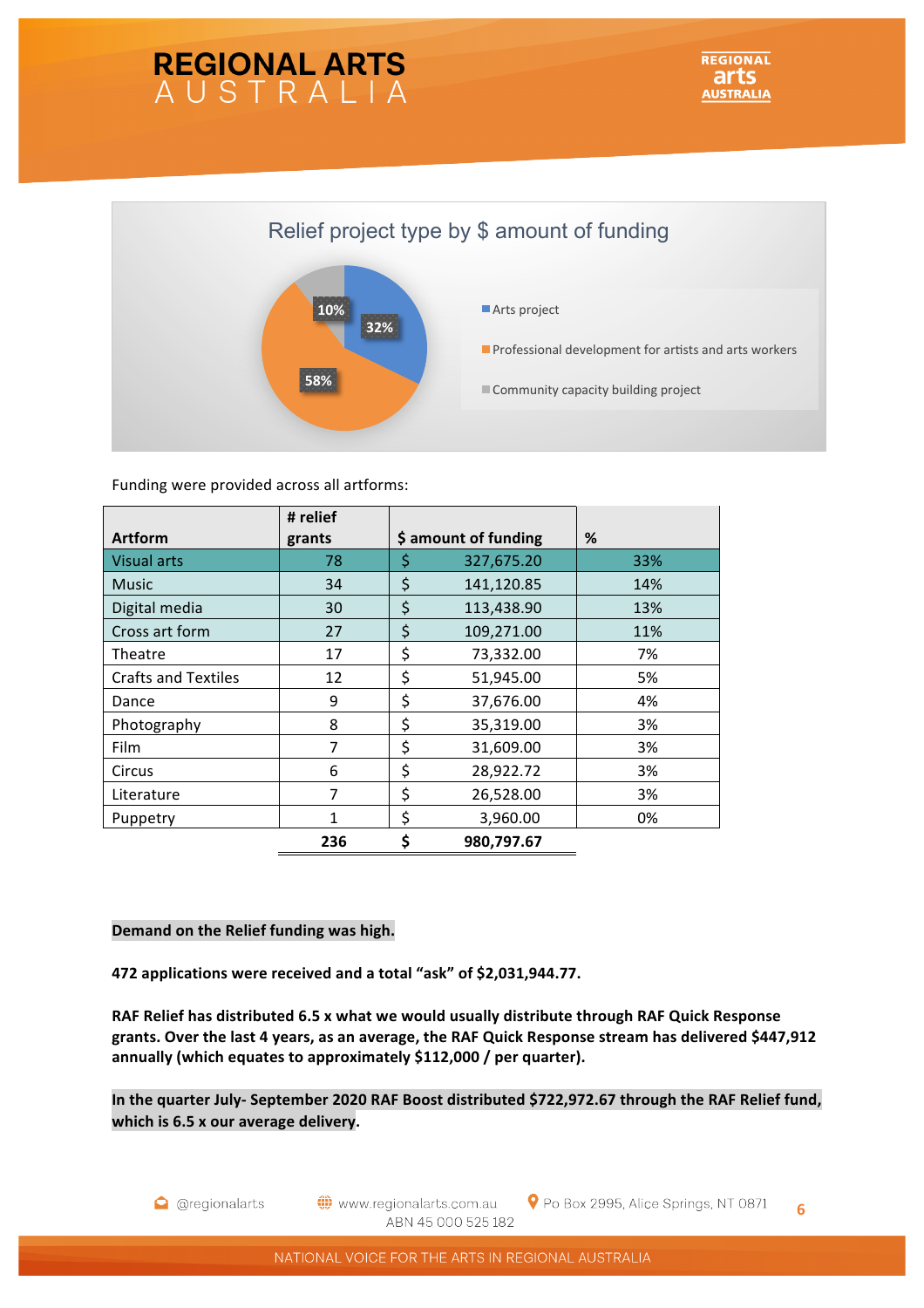Relief project type by $ amount of funding

- Arts project: 32%
- Professional development for artists and arts workers: 58%
- Community capacity building project: 10%

Funding were provided across all artforms:

| Artform | # relief grants | $ amount of funding | % |
|---|---|---|---|
| Visual arts | 78 | $ 327,675.20 | 33% |
| Music | 34 | $ 141,120.85 | 14% |
| Digital media | 30 | $ 113,438.90 | 13% |
| Cross art form | 27 | $ 109,271.00 | 11% |
| Theatre | 17 | $ 73,332.00 | 7% |
| Crafts and Textiles | 12 | $ 51,945.00 | 5% |
| Dance | 9 | $ 37,676.00 | 4% |
| Photography | 8 | $ 35,319.00 | 3% |
| Film | 7 | $ 31,609.00 | 3% |
| Circus | 6 | $ 28,922.72 | 3% |
| Literature | 7 | $ 26,528.00 | 3% |
| Puppetry | 1 | $ 3,960.00 | 0% |
| | **236** | **$ 980,797.67** | |

**Demand on the Relief funding was high.**

**472 applications were received and a total "ask" of $2,031,944.77.**

**RAF Relief has distributed 6.5 x what we would usually distribute through RAF Quick Response grants. Over the last 4 years, as an average, the RAF Quick Response stream has delivered $447,912 annually (which equates to approximately $112,000 / per quarter).**

**In the quarter July- September 2020 RAF Boost distributed $722,972.67 through the RAF Relief fund, which is 6.5 x our average delivery.**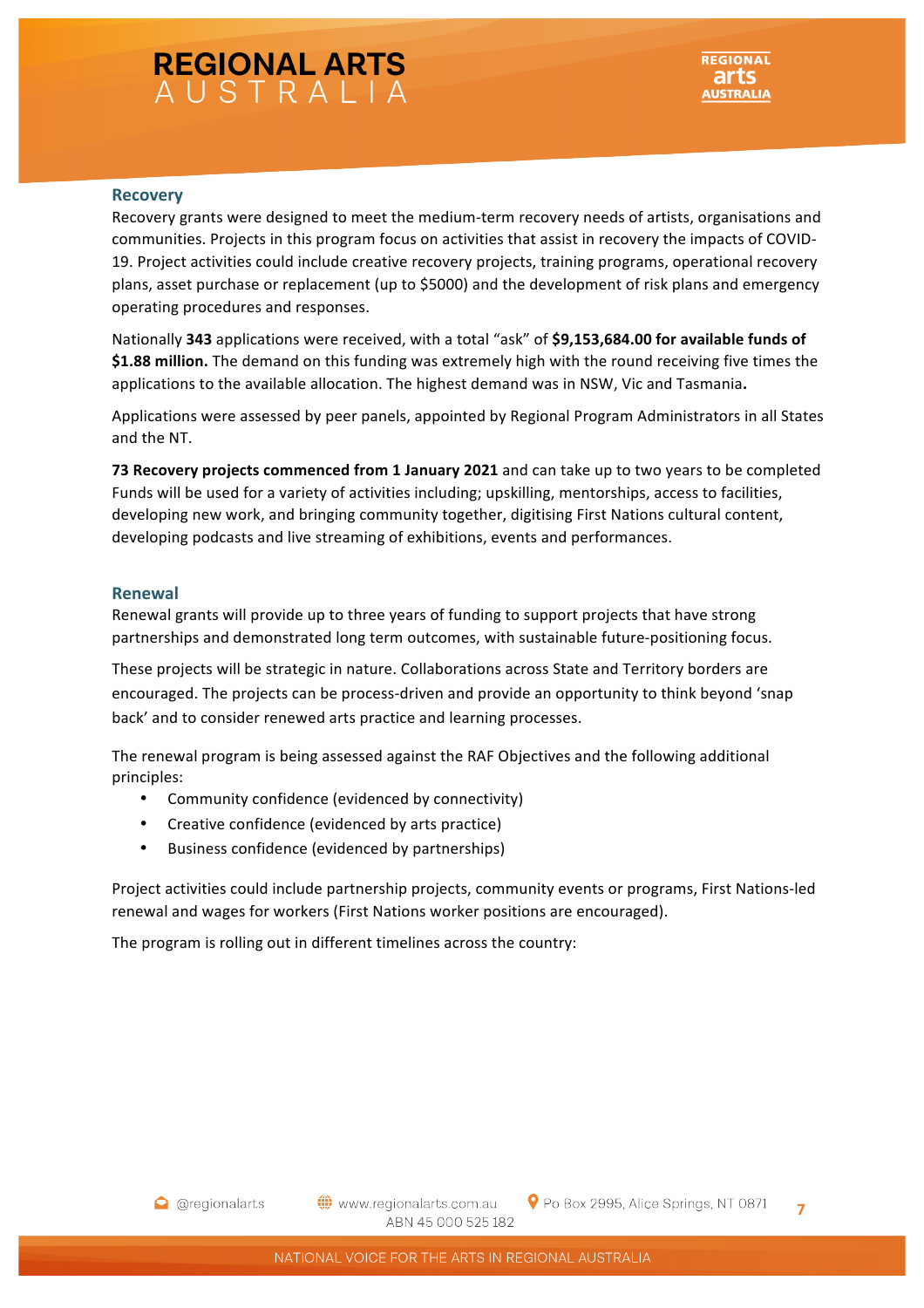### Recovery

Recovery grants were designed to meet the medium-term recovery needs of artists, organisations and communities. Projects in this program focus on activities that assist in recovery the impacts of COVID-19. Project activities could include creative recovery projects, training programs, operational recovery plans, asset purchase or replacement (up to $5000) and the development of risk plans and emergency operating procedures and responses.

Nationally **343** applications were received, with a total "ask" of **$9,153,684.00 for available funds of $1.88 million.** The demand on this funding was extremely high with the round receiving five times the applications to the available allocation. The highest demand was in NSW, Vic and Tasmania**.**

Applications were assessed by peer panels, appointed by Regional Program Administrators in all States and the NT.

**73 Recovery projects commenced from 1 January 2021** and can take up to two years to be completed Funds will be used for a variety of activities including; upskilling, mentorships, access to facilities, developing new work, and bringing community together, digitising First Nations cultural content, developing podcasts and live streaming of exhibitions, events and performances.

### Renewal

Renewal grants will provide up to three years of funding to support projects that have strong partnerships and demonstrated long term outcomes, with sustainable future-positioning focus.

These projects will be strategic in nature. Collaborations across State and Territory borders are encouraged. The projects can be process-driven and provide an opportunity to think beyond 'snap back' and to consider renewed arts practice and learning processes.

The renewal program is being assessed against the RAF Objectives and the following additional principles:

- Community confidence (evidenced by connectivity)
- Creative confidence (evidenced by arts practice)
- Business confidence (evidenced by partnerships)

Project activities could include partnership projects, community events or programs, First Nations-led renewal and wages for workers (First Nations worker positions are encouraged).

The program is rolling out in different timelines across the country: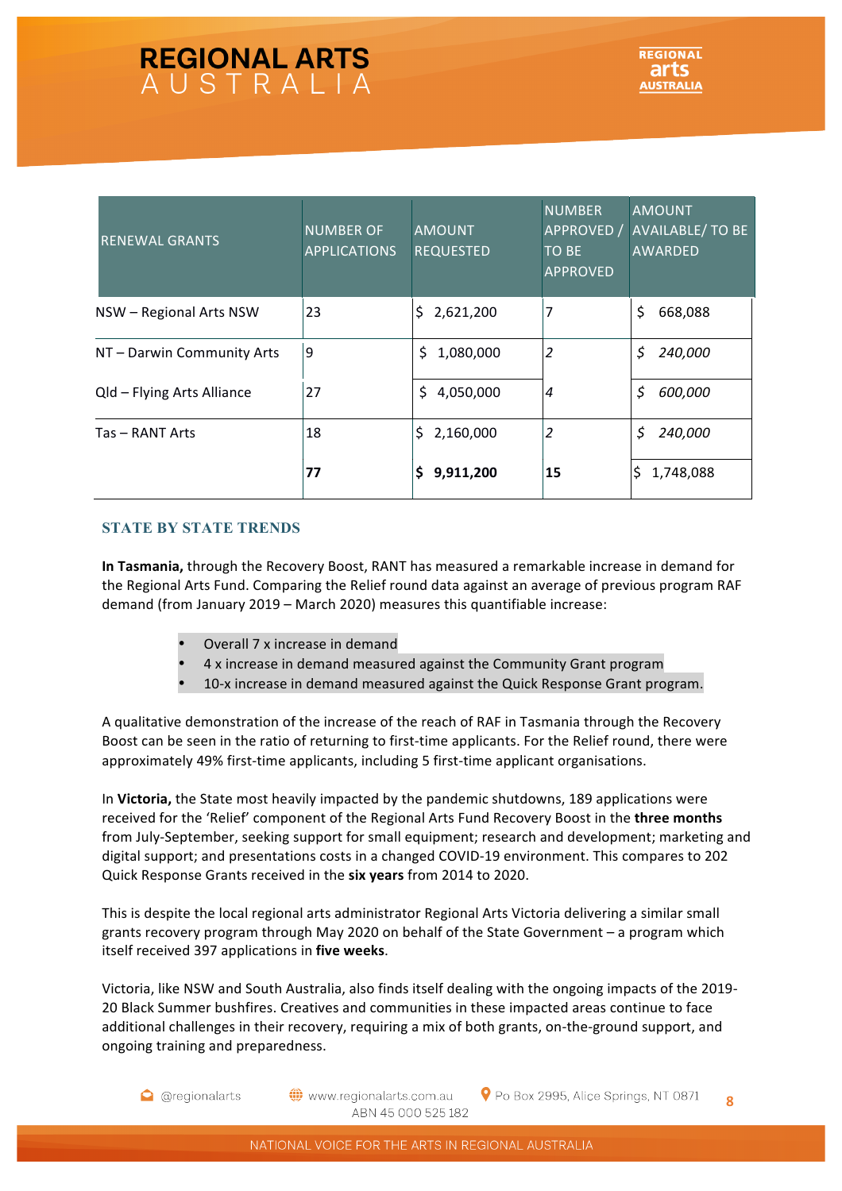| RENEWAL GRANTS | NUMBER OF APPLICATIONS | AMOUNT REQUESTED | NUMBER APPROVED / TO BE APPROVED | AMOUNT AVAILABLE/ TO BE AWARDED |
|---|---|---|---|---|
| NSW – Regional Arts NSW | 23 | $ 2,621,200 | 7 | $ 668,088 |
| NT – Darwin Community Arts | 9 | $ 1,080,000 | *2* | *$ 240,000* |
| Qld – Flying Arts Alliance | 27 | $ 4,050,000 | *4* | *$ 600,000* |
| Tas – RANT Arts | 18 | $ 2,160,000 | *2* | *$ 240,000* |
| | **77** | **$ 9,911,200** | **15** | $ 1,748,088 |

## STATE BY STATE TRENDS

**In Tasmania,** through the Recovery Boost, RANT has measured a remarkable increase in demand for the Regional Arts Fund. Comparing the Relief round data against an average of previous program RAF demand (from January 2019 – March 2020) measures this quantifiable increase:

- Overall 7 x increase in demand
- 4 x increase in demand measured against the Community Grant program
- 10-x increase in demand measured against the Quick Response Grant program.

A qualitative demonstration of the increase of the reach of RAF in Tasmania through the Recovery Boost can be seen in the ratio of returning to first-time applicants. For the Relief round, there were approximately 49% first-time applicants, including 5 first-time applicant organisations.

In **Victoria,** the State most heavily impacted by the pandemic shutdowns, 189 applications were received for the 'Relief' component of the Regional Arts Fund Recovery Boost in the **three months** from July-September, seeking support for small equipment; research and development; marketing and digital support; and presentations costs in a changed COVID-19 environment. This compares to 202 Quick Response Grants received in the **six years** from 2014 to 2020.

This is despite the local regional arts administrator Regional Arts Victoria delivering a similar small grants recovery program through May 2020 on behalf of the State Government – a program which itself received 397 applications in **five weeks**.

Victoria, like NSW and South Australia, also finds itself dealing with the ongoing impacts of the 2019-20 Black Summer bushfires. Creatives and communities in these impacted areas continue to face additional challenges in their recovery, requiring a mix of both grants, on-the-ground support, and ongoing training and preparedness.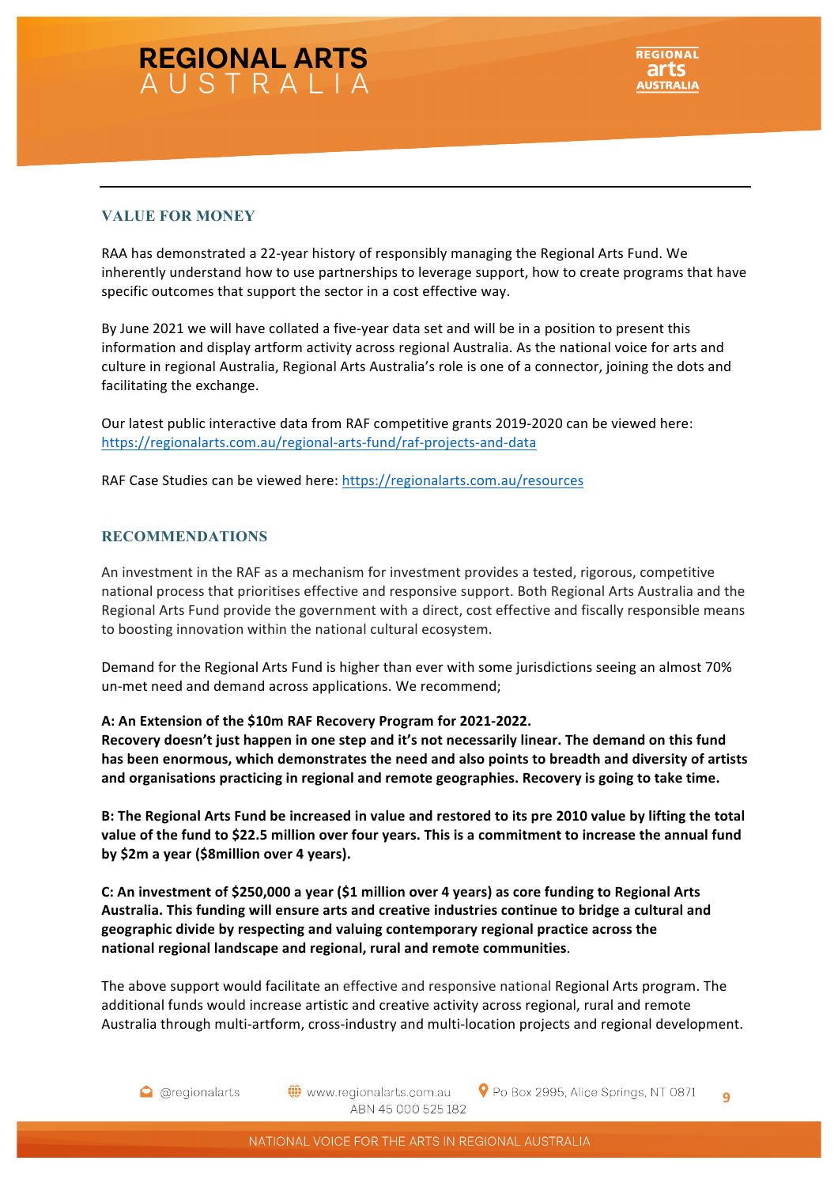## VALUE FOR MONEY

RAA has demonstrated a 22-year history of responsibly managing the Regional Arts Fund. We inherently understand how to use partnerships to leverage support, how to create programs that have specific outcomes that support the sector in a cost effective way.

By June 2021 we will have collated a five-year data set and will be in a position to present this information and display artform activity across regional Australia. As the national voice for arts and culture in regional Australia, Regional Arts Australia's role is one of a connector, joining the dots and facilitating the exchange.

Our latest public interactive data from RAF competitive grants 2019-2020 can be viewed here: https://regionalarts.com.au/regional-arts-fund/raf-projects-and-data

RAF Case Studies can be viewed here: https://regionalarts.com.au/resources

## RECOMMENDATIONS

An investment in the RAF as a mechanism for investment provides a tested, rigorous, competitive national process that prioritises effective and responsive support. Both Regional Arts Australia and the Regional Arts Fund provide the government with a direct, cost effective and fiscally responsible means to boosting innovation within the national cultural ecosystem.

Demand for the Regional Arts Fund is higher than ever with some jurisdictions seeing an almost 70% un-met need and demand across applications. We recommend;

**A: An Extension of the $10m RAF Recovery Program for 2021-2022.**
**Recovery doesn't just happen in one step and it's not necessarily linear. The demand on this fund has been enormous, which demonstrates the need and also points to breadth and diversity of artists and organisations practicing in regional and remote geographies. Recovery is going to take time.**

**B: The Regional Arts Fund be increased in value and restored to its pre 2010 value by lifting the total value of the fund to $22.5 million over four years. This is a commitment to increase the annual fund by $2m a year ($8million over 4 years).**

**C: An investment of $250,000 a year ($1 million over 4 years) as core funding to Regional Arts Australia. This funding will ensure arts and creative industries continue to bridge a cultural and geographic divide by respecting and valuing contemporary regional practice across the national regional landscape and regional, rural and remote communities**.

The above support would facilitate an effective and responsive national Regional Arts program. The additional funds would increase artistic and creative activity across regional, rural and remote Australia through multi-artform, cross-industry and multi-location projects and regional development.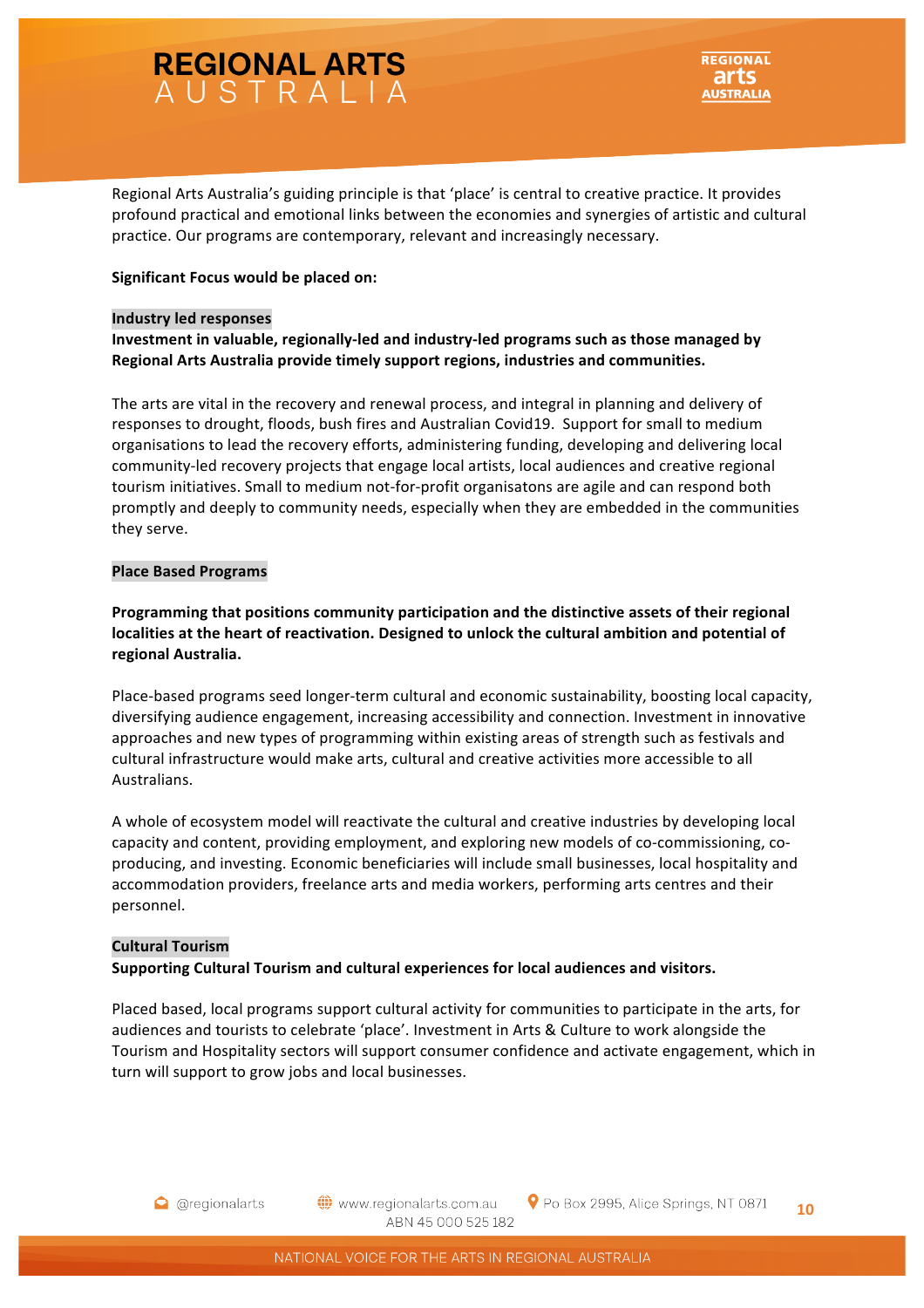Regional Arts Australia's guiding principle is that 'place' is central to creative practice. It provides profound practical and emotional links between the economies and synergies of artistic and cultural practice. Our programs are contemporary, relevant and increasingly necessary.

**Significant Focus would be placed on:**

**Industry led responses**

**Investment in valuable, regionally-led and industry-led programs such as those managed by Regional Arts Australia provide timely support regions, industries and communities.**

The arts are vital in the recovery and renewal process, and integral in planning and delivery of responses to drought, floods, bush fires and Australian Covid19. Support for small to medium organisations to lead the recovery efforts, administering funding, developing and delivering local community-led recovery projects that engage local artists, local audiences and creative regional tourism initiatives. Small to medium not-for-profit organisatons are agile and can respond both promptly and deeply to community needs, especially when they are embedded in the communities they serve.

**Place Based Programs**

**Programming that positions community participation and the distinctive assets of their regional localities at the heart of reactivation. Designed to unlock the cultural ambition and potential of regional Australia.**

Place-based programs seed longer-term cultural and economic sustainability, boosting local capacity, diversifying audience engagement, increasing accessibility and connection. Investment in innovative approaches and new types of programming within existing areas of strength such as festivals and cultural infrastructure would make arts, cultural and creative activities more accessible to all Australians.

A whole of ecosystem model will reactivate the cultural and creative industries by developing local capacity and content, providing employment, and exploring new models of co-commissioning, co-producing, and investing. Economic beneficiaries will include small businesses, local hospitality and accommodation providers, freelance arts and media workers, performing arts centres and their personnel.

**Cultural Tourism**

**Supporting Cultural Tourism and cultural experiences for local audiences and visitors.**

Placed based, local programs support cultural activity for communities to participate in the arts, for audiences and tourists to celebrate 'place'. Investment in Arts & Culture to work alongside the Tourism and Hospitality sectors will support consumer confidence and activate engagement, which in turn will support to grow jobs and local businesses.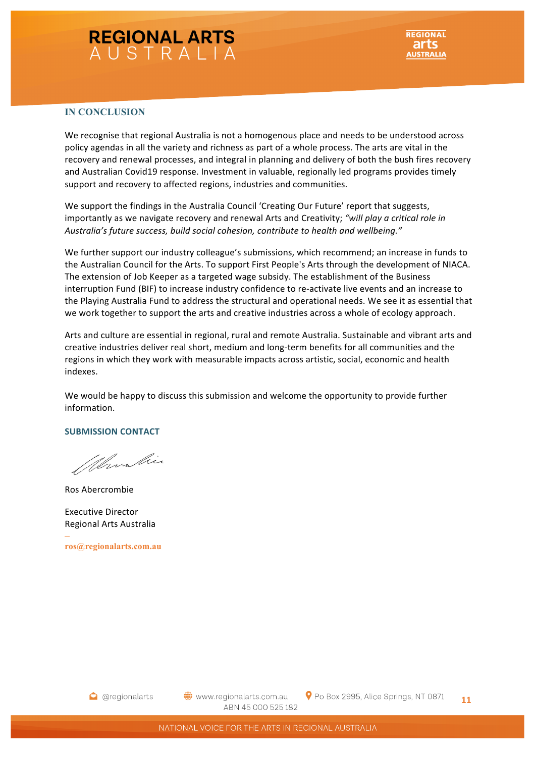## IN CONCLUSION

We recognise that regional Australia is not a homogenous place and needs to be understood across policy agendas in all the variety and richness as part of a whole process. The arts are vital in the recovery and renewal processes, and integral in planning and delivery of both the bush fires recovery and Australian Covid19 response. Investment in valuable, regionally led programs provides timely support and recovery to affected regions, industries and communities.

We support the findings in the Australia Council 'Creating Our Future' report that suggests, importantly as we navigate recovery and renewal Arts and Creativity; *"will play a critical role in Australia's future success, build social cohesion, contribute to health and wellbeing."*

We further support our industry colleague's submissions, which recommend; an increase in funds to the Australian Council for the Arts. To support First People's Arts through the development of NIACA. The extension of Job Keeper as a targeted wage subsidy. The establishment of the Business interruption Fund (BIF) to increase industry confidence to re-activate live events and an increase to the Playing Australia Fund to address the structural and operational needs. We see it as essential that we work together to support the arts and creative industries across a whole of ecology approach.

Arts and culture are essential in regional, rural and remote Australia. Sustainable and vibrant arts and creative industries deliver real short, medium and long-term benefits for all communities and the regions in which they work with measurable impacts across artistic, social, economic and health indexes.

We would be happy to discuss this submission and welcome the opportunity to provide further information.

**SUBMISSION CONTACT**

Ros Abercrombie

Executive Director
Regional Arts Australia

ros@regionalarts.com.au

@regionalarts www.regionalarts.com.au Po Box 2995, Alice Springs, NT 0871
ABN 45 000 525 182

NATIONAL VOICE FOR THE ARTS IN REGIONAL AUSTRALIA